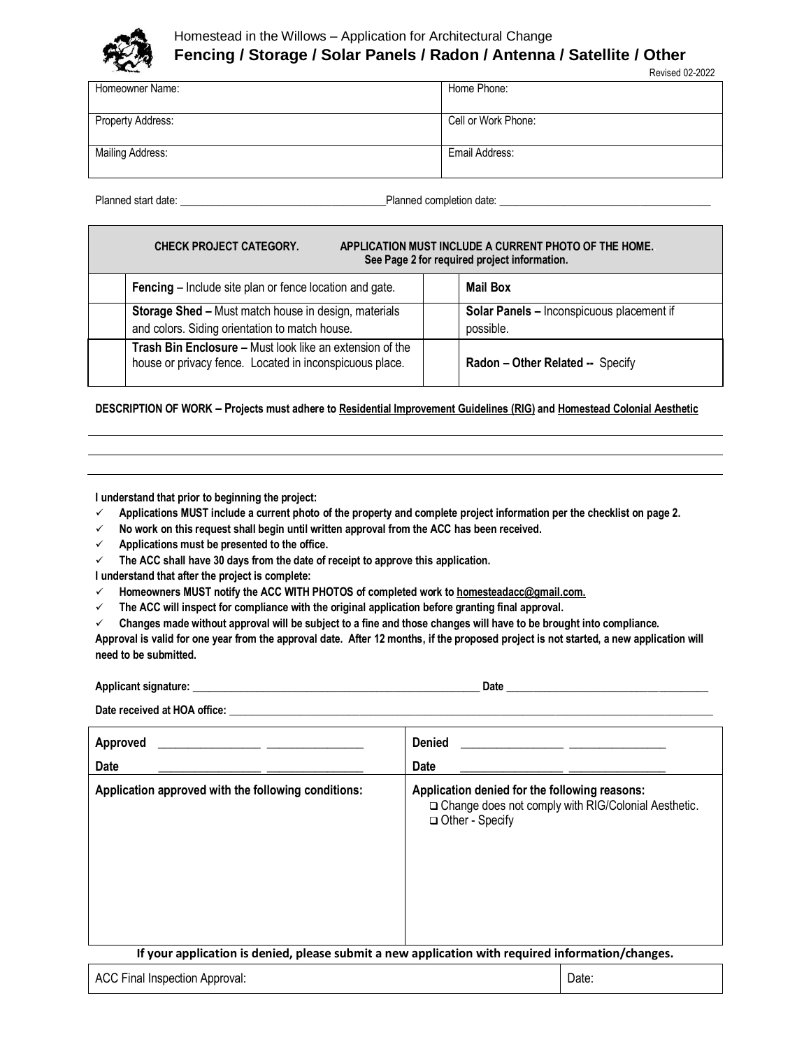Homestead in the Willows – Application for Architectural Change

# Fencing / Storage / Solar Panels / Radon / Antenna / Satellite / Other

Revised 02-2022

| Homeowner Name: | Home Phone: |
|---|---|
| Property Address: | Cell or Work Phone: |
| Mailing Address: | Email Address: |

Planned start date: ______________________________ Planned completion date: ______________________________

| CHECK PROJECT CATEGORY. | APPLICATION MUST INCLUDE A CURRENT PHOTO OF THE HOME. See Page 2 for required project information. | | |
|---|---|---|---|
| | **Fencing** – Include site plan or fence location and gate. | | **Mail Box** |
| | **Storage Shed –** Must match house in design, materials and colors. Siding orientation to match house. | | **Solar Panels –** Inconspicuous placement if possible. |
| | **Trash Bin Enclosure –** Must look like an extension of the house or privacy fence. Located in inconspicuous place. | | **Radon – Other Related --** Specify |

**DESCRIPTION OF WORK – Projects must adhere to Residential Improvement Guidelines (RIG) and Homestead Colonial Aesthetic**

______________________________________________________________________

______________________________________________________________________

______________________________________________________________________

**I understand that prior to beginning the project:**

- ✓ **Applications MUST include a current photo of the property and complete project information per the checklist on page 2.**
- ✓ **No work on this request shall begin until written approval from the ACC has been received.**
- ✓ **Applications must be presented to the office.**
- ✓ **The ACC shall have 30 days from the date of receipt to approve this application.**

**I understand that after the project is complete:**

- ✓ **Homeowners MUST notify the ACC WITH PHOTOS of completed work to homesteadacc@gmail.com.**
- ✓ **The ACC will inspect for compliance with the original application before granting final approval.**
- ✓ **Changes made without approval will be subject to a fine and those changes will have to be brought into compliance.**

**Approval is valid for one year from the approval date. After 12 months, if the proposed project is not started, a new application will need to be submitted.**

**Applicant signature:** ______________________________ **Date** ______________________________

**Date received at HOA office:** ______________________________

| **Approved** ________________ ________________ <br> **Date** ________________ ________________ | **Denied** ________________ ________________ <br> **Date** ________________ ________________ |
|---|---|
| **Application approved with the following conditions:** | **Application denied for the following reasons:** <br> ❑ Change does not comply with RIG/Colonial Aesthetic. <br> ❑ Other - Specify |

**If your application is denied, please submit a new application with required information/changes.**

| ACC Final Inspection Approval: | Date: |
|---|---|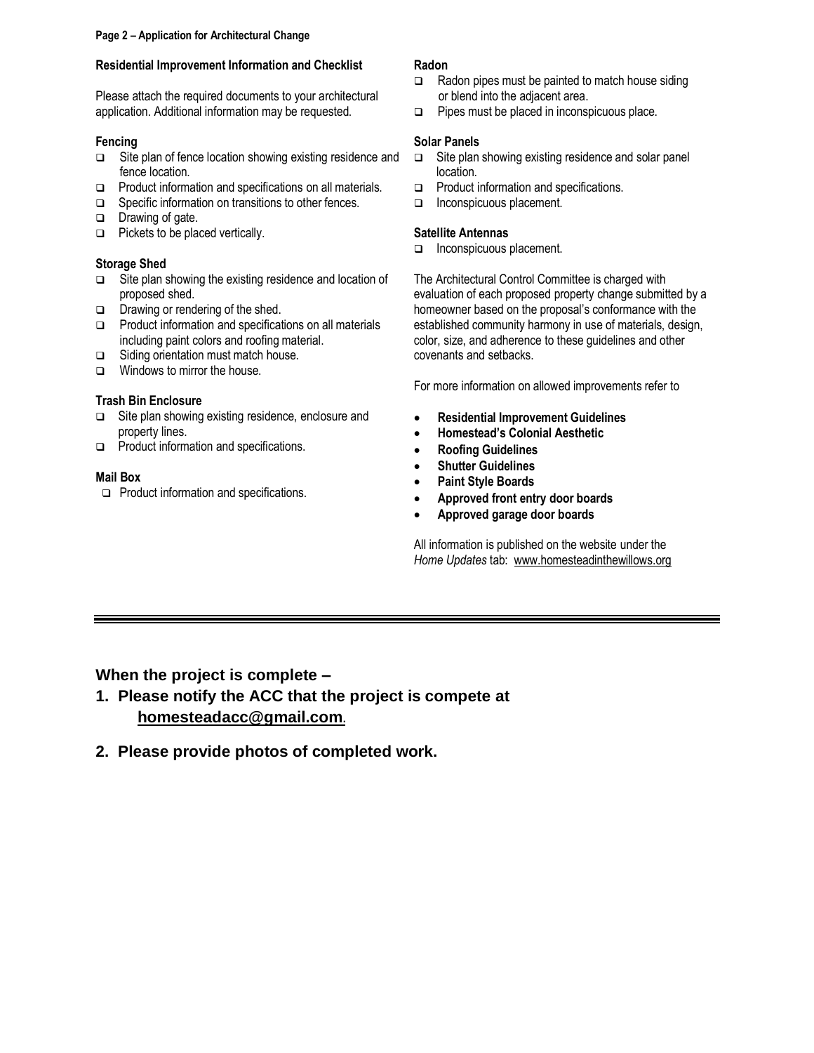**Page 2 – Application for Architectural Change**

### Residential Improvement Information and Checklist

Please attach the required documents to your architectural application. Additional information may be requested.

#### Fencing

- ❑ Site plan of fence location showing existing residence and fence location.
- ❑ Product information and specifications on all materials.
- ❑ Specific information on transitions to other fences.
- ❑ Drawing of gate.
- ❑ Pickets to be placed vertically.

#### Storage Shed

- ❑ Site plan showing the existing residence and location of proposed shed.
- ❑ Drawing or rendering of the shed.
- ❑ Product information and specifications on all materials including paint colors and roofing material.
- ❑ Siding orientation must match house.
- ❑ Windows to mirror the house.

#### Trash Bin Enclosure

- ❑ Site plan showing existing residence, enclosure and property lines.
- ❑ Product information and specifications.

#### Mail Box

- ❑ Product information and specifications.

#### Radon

- ❑ Radon pipes must be painted to match house siding or blend into the adjacent area.
- ❑ Pipes must be placed in inconspicuous place.

#### Solar Panels

- ❑ Site plan showing existing residence and solar panel location.
- ❑ Product information and specifications.
- ❑ Inconspicuous placement.

#### Satellite Antennas

- ❑ Inconspicuous placement.

The Architectural Control Committee is charged with evaluation of each proposed property change submitted by a homeowner based on the proposal's conformance with the established community harmony in use of materials, design, color, size, and adherence to these guidelines and other covenants and setbacks.

For more information on allowed improvements refer to

- **Residential Improvement Guidelines**
- **Homestead's Colonial Aesthetic**
- **Roofing Guidelines**
- **Shutter Guidelines**
- **Paint Style Boards**
- **Approved front entry door boards**
- **Approved garage door boards**

All information is published on the website under the *Home Updates* tab: www.homesteadinthewillows.org

---

### When the project is complete –

1. **Please notify the ACC that the project is compete at homesteadacc@gmail.com.**
2. **Please provide photos of completed work.**